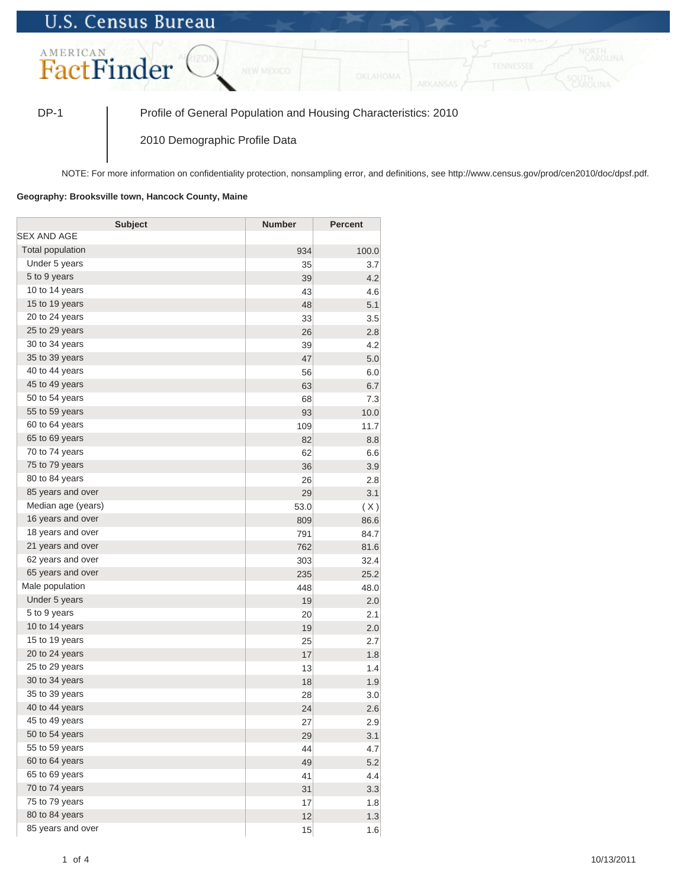U.S. Census Bureau

AMERICAN FactFinder

DP-1 | Profile of General Population and Housing Characteristics: 2010

2010 Demographic Profile Data

NOTE: For more information on confidentiality protection, nonsampling error, and definitions, see http://www.census.gov/prod/cen2010/doc/dpsf.pdf.

**Geography: Brooksville town, Hancock County, Maine**

| Subject | Number | Percent |
|---|---|---|
| SEX AND AGE | | |
| Total population | 934 | 100.0 |
| Under 5 years | 35 | 3.7 |
| 5 to 9 years | 39 | 4.2 |
| 10 to 14 years | 43 | 4.6 |
| 15 to 19 years | 48 | 5.1 |
| 20 to 24 years | 33 | 3.5 |
| 25 to 29 years | 26 | 2.8 |
| 30 to 34 years | 39 | 4.2 |
| 35 to 39 years | 47 | 5.0 |
| 40 to 44 years | 56 | 6.0 |
| 45 to 49 years | 63 | 6.7 |
| 50 to 54 years | 68 | 7.3 |
| 55 to 59 years | 93 | 10.0 |
| 60 to 64 years | 109 | 11.7 |
| 65 to 69 years | 82 | 8.8 |
| 70 to 74 years | 62 | 6.6 |
| 75 to 79 years | 36 | 3.9 |
| 80 to 84 years | 26 | 2.8 |
| 85 years and over | 29 | 3.1 |
| Median age (years) | 53.0 | ( X ) |
| 16 years and over | 809 | 86.6 |
| 18 years and over | 791 | 84.7 |
| 21 years and over | 762 | 81.6 |
| 62 years and over | 303 | 32.4 |
| 65 years and over | 235 | 25.2 |
| Male population | 448 | 48.0 |
| Under 5 years | 19 | 2.0 |
| 5 to 9 years | 20 | 2.1 |
| 10 to 14 years | 19 | 2.0 |
| 15 to 19 years | 25 | 2.7 |
| 20 to 24 years | 17 | 1.8 |
| 25 to 29 years | 13 | 1.4 |
| 30 to 34 years | 18 | 1.9 |
| 35 to 39 years | 28 | 3.0 |
| 40 to 44 years | 24 | 2.6 |
| 45 to 49 years | 27 | 2.9 |
| 50 to 54 years | 29 | 3.1 |
| 55 to 59 years | 44 | 4.7 |
| 60 to 64 years | 49 | 5.2 |
| 65 to 69 years | 41 | 4.4 |
| 70 to 74 years | 31 | 3.3 |
| 75 to 79 years | 17 | 1.8 |
| 80 to 84 years | 12 | 1.3 |
| 85 years and over | 15 | 1.6 |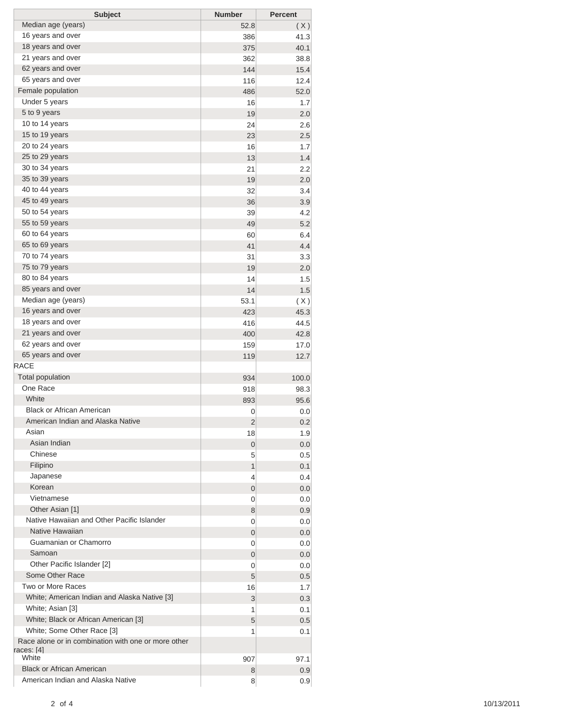| Subject | Number | Percent |
| --- | --- | --- |
| Median age (years) | 52.8 | ( X ) |
| 16 years and over | 386 | 41.3 |
| 18 years and over | 375 | 40.1 |
| 21 years and over | 362 | 38.8 |
| 62 years and over | 144 | 15.4 |
| 65 years and over | 116 | 12.4 |
| Female population | 486 | 52.0 |
| Under 5 years | 16 | 1.7 |
| 5 to 9 years | 19 | 2.0 |
| 10 to 14 years | 24 | 2.6 |
| 15 to 19 years | 23 | 2.5 |
| 20 to 24 years | 16 | 1.7 |
| 25 to 29 years | 13 | 1.4 |
| 30 to 34 years | 21 | 2.2 |
| 35 to 39 years | 19 | 2.0 |
| 40 to 44 years | 32 | 3.4 |
| 45 to 49 years | 36 | 3.9 |
| 50 to 54 years | 39 | 4.2 |
| 55 to 59 years | 49 | 5.2 |
| 60 to 64 years | 60 | 6.4 |
| 65 to 69 years | 41 | 4.4 |
| 70 to 74 years | 31 | 3.3 |
| 75 to 79 years | 19 | 2.0 |
| 80 to 84 years | 14 | 1.5 |
| 85 years and over | 14 | 1.5 |
| Median age (years) | 53.1 | ( X ) |
| 16 years and over | 423 | 45.3 |
| 18 years and over | 416 | 44.5 |
| 21 years and over | 400 | 42.8 |
| 62 years and over | 159 | 17.0 |
| 65 years and over | 119 | 12.7 |
| RACE | | |
| Total population | 934 | 100.0 |
| One Race | 918 | 98.3 |
| White | 893 | 95.6 |
| Black or African American | 0 | 0.0 |
| American Indian and Alaska Native | 2 | 0.2 |
| Asian | 18 | 1.9 |
| Asian Indian | 0 | 0.0 |
| Chinese | 5 | 0.5 |
| Filipino | 1 | 0.1 |
| Japanese | 4 | 0.4 |
| Korean | 0 | 0.0 |
| Vietnamese | 0 | 0.0 |
| Other Asian [1] | 8 | 0.9 |
| Native Hawaiian and Other Pacific Islander | 0 | 0.0 |
| Native Hawaiian | 0 | 0.0 |
| Guamanian or Chamorro | 0 | 0.0 |
| Samoan | 0 | 0.0 |
| Other Pacific Islander [2] | 0 | 0.0 |
| Some Other Race | 5 | 0.5 |
| Two or More Races | 16 | 1.7 |
| White; American Indian and Alaska Native [3] | 3 | 0.3 |
| White; Asian [3] | 1 | 0.1 |
| White; Black or African American [3] | 5 | 0.5 |
| White; Some Other Race [3] | 1 | 0.1 |
| Race alone or in combination with one or more other races: [4] | | |
| White | 907 | 97.1 |
| Black or African American | 8 | 0.9 |
| American Indian and Alaska Native | 8 | 0.9 |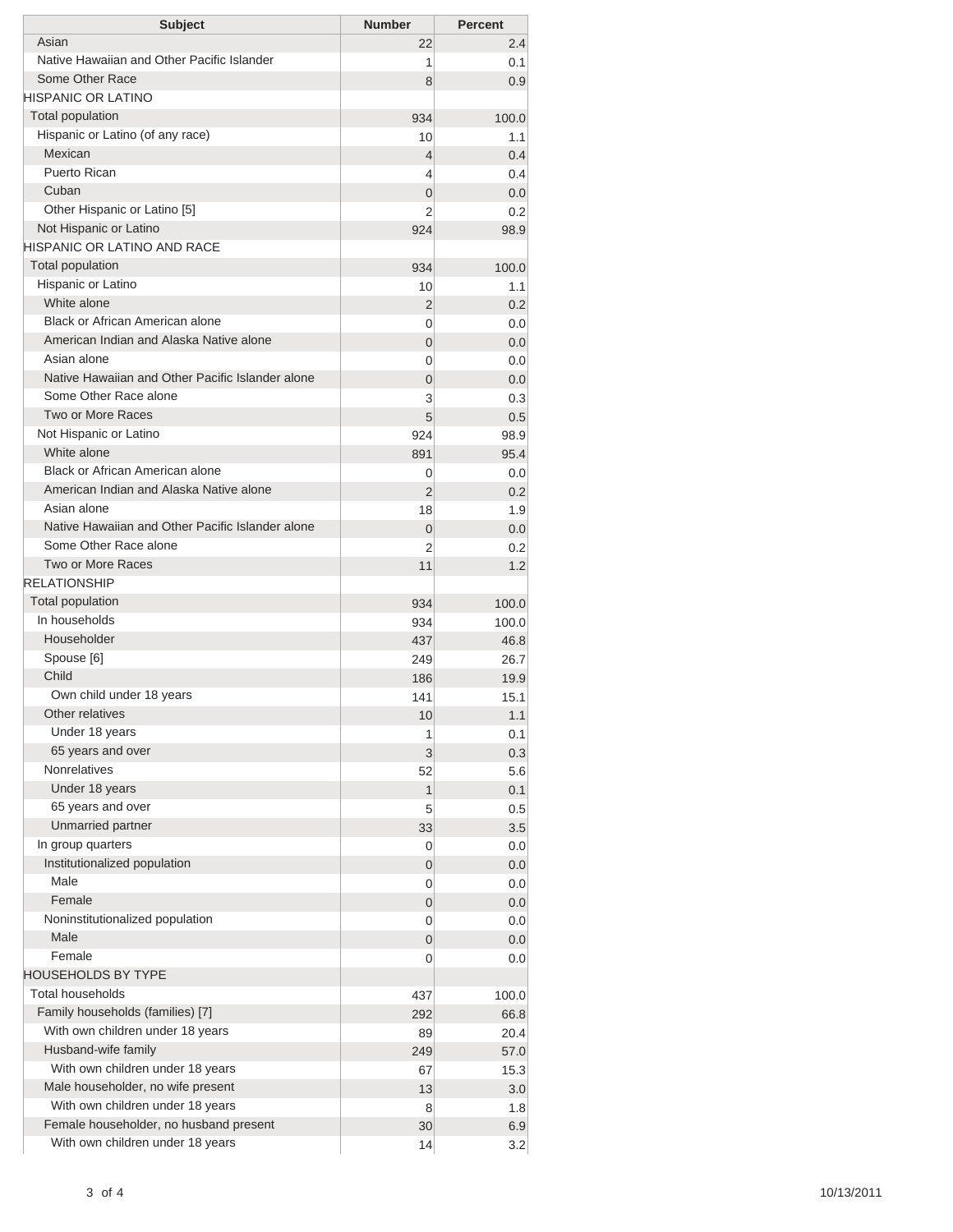| Subject | Number | Percent |
|---|---|---|
| Asian | 22 | 2.4 |
| Native Hawaiian and Other Pacific Islander | 1 | 0.1 |
| Some Other Race | 8 | 0.9 |
| HISPANIC OR LATINO | | |
| Total population | 934 | 100.0 |
| Hispanic or Latino (of any race) | 10 | 1.1 |
| Mexican | 4 | 0.4 |
| Puerto Rican | 4 | 0.4 |
| Cuban | 0 | 0.0 |
| Other Hispanic or Latino [5] | 2 | 0.2 |
| Not Hispanic or Latino | 924 | 98.9 |
| HISPANIC OR LATINO AND RACE | | |
| Total population | 934 | 100.0 |
| Hispanic or Latino | 10 | 1.1 |
| White alone | 2 | 0.2 |
| Black or African American alone | 0 | 0.0 |
| American Indian and Alaska Native alone | 0 | 0.0 |
| Asian alone | 0 | 0.0 |
| Native Hawaiian and Other Pacific Islander alone | 0 | 0.0 |
| Some Other Race alone | 3 | 0.3 |
| Two or More Races | 5 | 0.5 |
| Not Hispanic or Latino | 924 | 98.9 |
| White alone | 891 | 95.4 |
| Black or African American alone | 0 | 0.0 |
| American Indian and Alaska Native alone | 2 | 0.2 |
| Asian alone | 18 | 1.9 |
| Native Hawaiian and Other Pacific Islander alone | 0 | 0.0 |
| Some Other Race alone | 2 | 0.2 |
| Two or More Races | 11 | 1.2 |
| RELATIONSHIP | | |
| Total population | 934 | 100.0 |
| In households | 934 | 100.0 |
| Householder | 437 | 46.8 |
| Spouse [6] | 249 | 26.7 |
| Child | 186 | 19.9 |
| Own child under 18 years | 141 | 15.1 |
| Other relatives | 10 | 1.1 |
| Under 18 years | 1 | 0.1 |
| 65 years and over | 3 | 0.3 |
| Nonrelatives | 52 | 5.6 |
| Under 18 years | 1 | 0.1 |
| 65 years and over | 5 | 0.5 |
| Unmarried partner | 33 | 3.5 |
| In group quarters | 0 | 0.0 |
| Institutionalized population | 0 | 0.0 |
| Male | 0 | 0.0 |
| Female | 0 | 0.0 |
| Noninstitutionalized population | 0 | 0.0 |
| Male | 0 | 0.0 |
| Female | 0 | 0.0 |
| HOUSEHOLDS BY TYPE | | |
| Total households | 437 | 100.0 |
| Family households (families) [7] | 292 | 66.8 |
| With own children under 18 years | 89 | 20.4 |
| Husband-wife family | 249 | 57.0 |
| With own children under 18 years | 67 | 15.3 |
| Male householder, no wife present | 13 | 3.0 |
| With own children under 18 years | 8 | 1.8 |
| Female householder, no husband present | 30 | 6.9 |
| With own children under 18 years | 14 | 3.2 |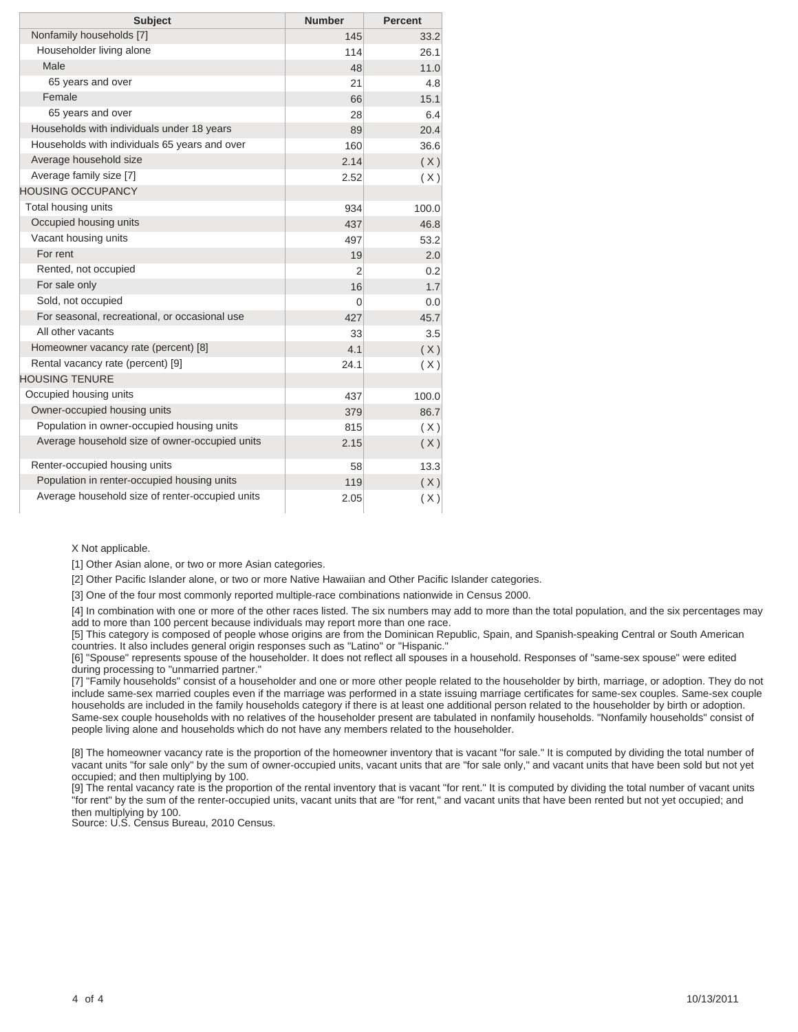| Subject | Number | Percent |
|---|---|---|
| Nonfamily households [7] | 145 | 33.2 |
| Householder living alone | 114 | 26.1 |
| Male | 48 | 11.0 |
| 65 years and over | 21 | 4.8 |
| Female | 66 | 15.1 |
| 65 years and over | 28 | 6.4 |
| Households with individuals under 18 years | 89 | 20.4 |
| Households with individuals 65 years and over | 160 | 36.6 |
| Average household size | 2.14 | ( X ) |
| Average family size [7] | 2.52 | ( X ) |
| HOUSING OCCUPANCY | | |
| Total housing units | 934 | 100.0 |
| Occupied housing units | 437 | 46.8 |
| Vacant housing units | 497 | 53.2 |
| For rent | 19 | 2.0 |
| Rented, not occupied | 2 | 0.2 |
| For sale only | 16 | 1.7 |
| Sold, not occupied | 0 | 0.0 |
| For seasonal, recreational, or occasional use | 427 | 45.7 |
| All other vacants | 33 | 3.5 |
| Homeowner vacancy rate (percent) [8] | 4.1 | ( X ) |
| Rental vacancy rate (percent) [9] | 24.1 | ( X ) |
| HOUSING TENURE | | |
| Occupied housing units | 437 | 100.0 |
| Owner-occupied housing units | 379 | 86.7 |
| Population in owner-occupied housing units | 815 | ( X ) |
| Average household size of owner-occupied units | 2.15 | ( X ) |
| Renter-occupied housing units | 58 | 13.3 |
| Population in renter-occupied housing units | 119 | ( X ) |
| Average household size of renter-occupied units | 2.05 | ( X ) |

X Not applicable.

[1] Other Asian alone, or two or more Asian categories.

[2] Other Pacific Islander alone, or two or more Native Hawaiian and Other Pacific Islander categories.

[3] One of the four most commonly reported multiple-race combinations nationwide in Census 2000.

[4] In combination with one or more of the other races listed. The six numbers may add to more than the total population, and the six percentages may add to more than 100 percent because individuals may report more than one race.

[5] This category is composed of people whose origins are from the Dominican Republic, Spain, and Spanish-speaking Central or South American countries. It also includes general origin responses such as "Latino" or "Hispanic."

[6] "Spouse" represents spouse of the householder. It does not reflect all spouses in a household. Responses of "same-sex spouse" were edited during processing to "unmarried partner."

[7] "Family households" consist of a householder and one or more other people related to the householder by birth, marriage, or adoption. They do not include same-sex married couples even if the marriage was performed in a state issuing marriage certificates for same-sex couples. Same-sex couple households are included in the family households category if there is at least one additional person related to the householder by birth or adoption. Same-sex couple households with no relatives of the householder present are tabulated in nonfamily households. "Nonfamily households" consist of people living alone and households which do not have any members related to the householder.

[8] The homeowner vacancy rate is the proportion of the homeowner inventory that is vacant "for sale." It is computed by dividing the total number of vacant units "for sale only" by the sum of owner-occupied units, vacant units that are "for sale only," and vacant units that have been sold but not yet occupied; and then multiplying by 100.

[9] The rental vacancy rate is the proportion of the rental inventory that is vacant "for rent." It is computed by dividing the total number of vacant units "for rent" by the sum of the renter-occupied units, vacant units that are "for rent," and vacant units that have been rented but not yet occupied; and then multiplying by 100.

Source: U.S. Census Bureau, 2010 Census.